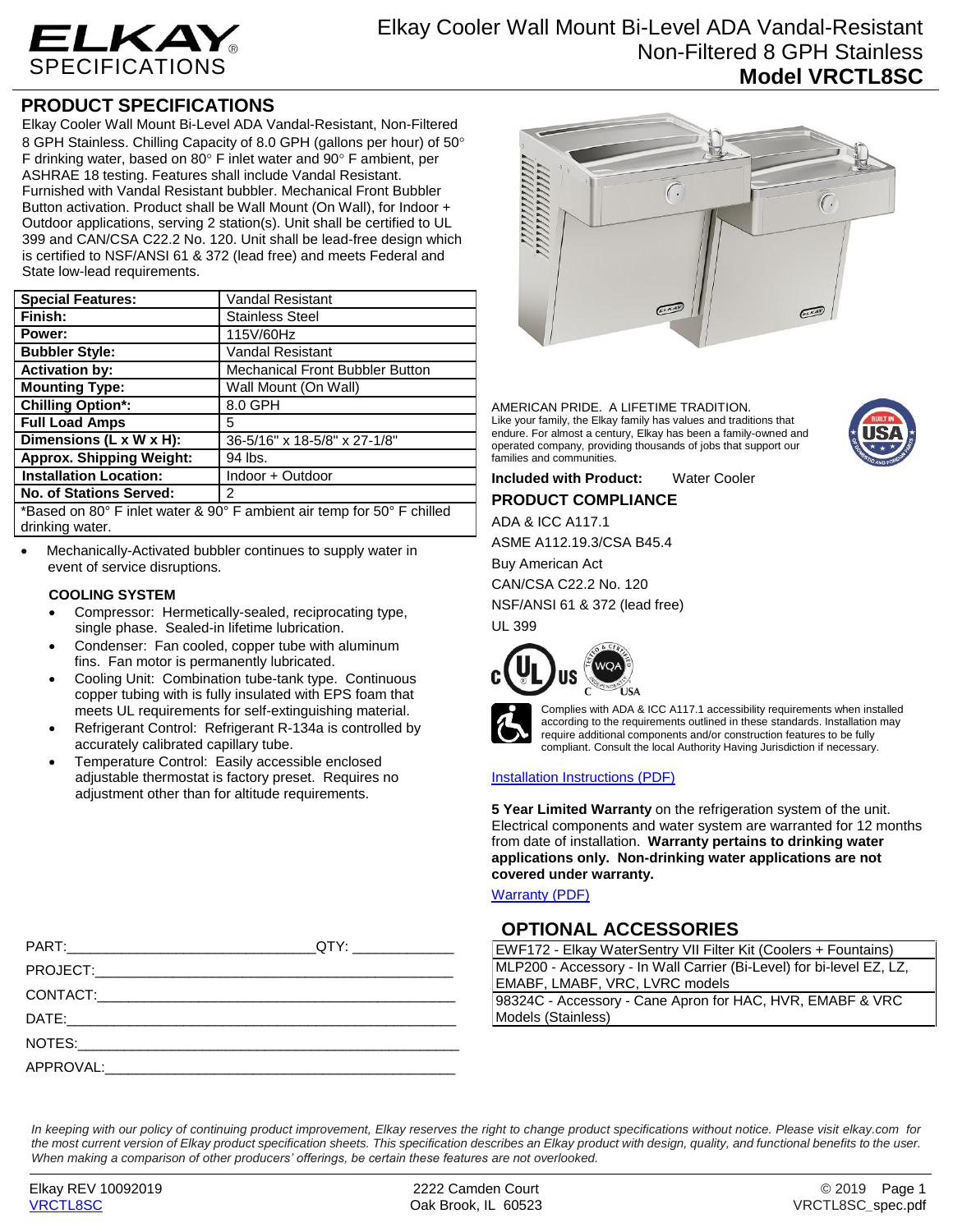# ELKAY SPECIFICATIONS

Elkay Cooler Wall Mount Bi-Level ADA Vandal-Resistant Non-Filtered 8 GPH Stainless
**Model VRCTL8SC**

## PRODUCT SPECIFICATIONS

Elkay Cooler Wall Mount Bi-Level ADA Vandal-Resistant, Non-Filtered 8 GPH Stainless. Chilling Capacity of 8.0 GPH (gallons per hour) of 50° F drinking water, based on 80° F inlet water and 90° F ambient, per ASHRAE 18 testing. Features shall include Vandal Resistant. Furnished with Vandal Resistant bubbler. Mechanical Front Bubbler Button activation. Product shall be Wall Mount (On Wall), for Indoor + Outdoor applications, serving 2 station(s). Unit shall be certified to UL 399 and CAN/CSA C22.2 No. 120. Unit shall be lead-free design which is certified to NSF/ANSI 61 & 372 (lead free) and meets Federal and State low-lead requirements.

| | |
|---|---|
| **Special Features:** | Vandal Resistant |
| **Finish:** | Stainless Steel |
| **Power:** | 115V/60Hz |
| **Bubbler Style:** | Vandal Resistant |
| **Activation by:** | Mechanical Front Bubbler Button |
| **Mounting Type:** | Wall Mount (On Wall) |
| **Chilling Option*:** | 8.0 GPH |
| **Full Load Amps** | 5 |
| **Dimensions (L x W x H):** | 36-5/16" x 18-5/8" x 27-1/8" |
| **Approx. Shipping Weight:** | 94 lbs. |
| **Installation Location:** | Indoor + Outdoor |
| **No. of Stations Served:** | 2 |

*Based on 80° F inlet water & 90° F ambient air temp for 50° F chilled drinking water.

- Mechanically-Activated bubbler continues to supply water in event of service disruptions.

### COOLING SYSTEM

- Compressor: Hermetically-sealed, reciprocating type, single phase. Sealed-in lifetime lubrication.
- Condenser: Fan cooled, copper tube with aluminum fins. Fan motor is permanently lubricated.
- Cooling Unit: Combination tube-tank type. Continuous copper tubing with is fully insulated with EPS foam that meets UL requirements for self-extinguishing material.
- Refrigerant Control: Refrigerant R-134a is controlled by accurately calibrated capillary tube.
- Temperature Control: Easily accessible enclosed adjustable thermostat is factory preset. Requires no adjustment other than for altitude requirements.

AMERICAN PRIDE. A LIFETIME TRADITION.
Like your family, the Elkay family has values and traditions that endure. For almost a century, Elkay has been a family-owned and operated company, providing thousands of jobs that support our families and communities.

**Included with Product:** Water Cooler

### PRODUCT COMPLIANCE

ADA & ICC A117.1
ASME A112.19.3/CSA B45.4
Buy American Act
CAN/CSA C22.2 No. 120
NSF/ANSI 61 & 372 (lead free)
UL 399

Complies with ADA & ICC A117.1 accessibility requirements when installed according to the requirements outlined in these standards. Installation may require additional components and/or construction features to be fully compliant. Consult the local Authority Having Jurisdiction if necessary.

Installation Instructions (PDF)

**5 Year Limited Warranty** on the refrigeration system of the unit. Electrical components and water system are warranted for 12 months from date of installation. **Warranty pertains to drinking water applications only. Non-drinking water applications are not covered under warranty.**

Warranty (PDF)

PART:______________________________QTY: ____________
PROJECT:_____________________________________________
CONTACT:_____________________________________________
DATE:________________________________________________
NOTES:_______________________________________________
APPROVAL:____________________________________________

### OPTIONAL ACCESSORIES

| |
|---|
| EWF172 - Elkay WaterSentry VII Filter Kit (Coolers + Fountains) |
| MLP200 - Accessory - In Wall Carrier (Bi-Level) for bi-level EZ, LZ, EMABF, LMABF, VRC, LVRC models |
| 98324C - Accessory - Cane Apron for HAC, HVR, EMABF & VRC Models (Stainless) |

*In keeping with our policy of continuing product improvement, Elkay reserves the right to change product specifications without notice. Please visit elkay.com for the most current version of Elkay product specification sheets. This specification describes an Elkay product with design, quality, and functional benefits to the user. When making a comparison of other producers' offerings, be certain these features are not overlooked.*

Elkay REV 10092019 — 2222 Camden Court, Oak Brook, IL 60523 — © 2019
VRCTL8SC — VRCTL8SC_spec.pdf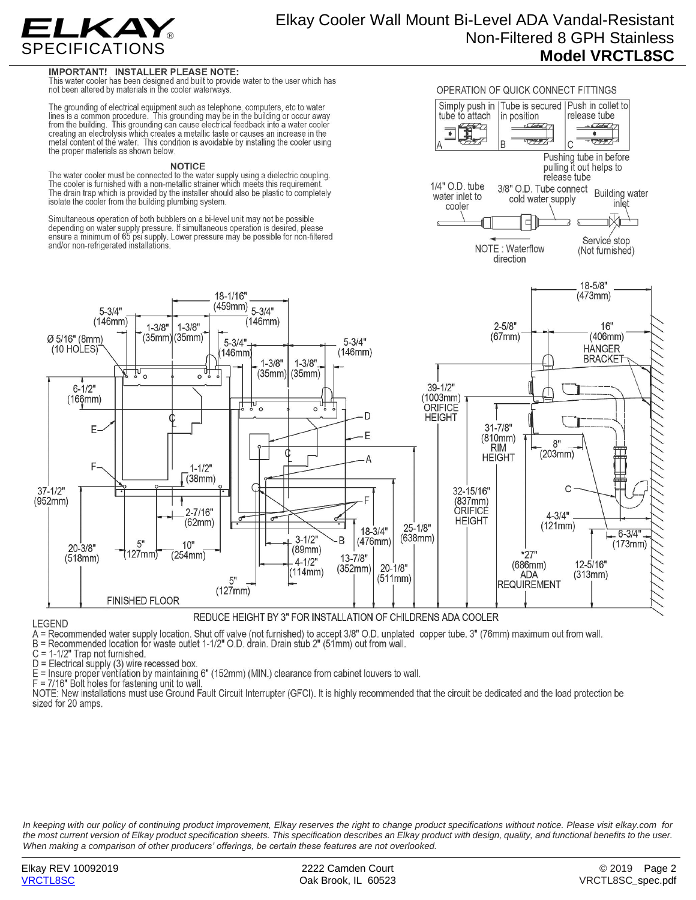# Elkay Cooler Wall Mount Bi-Level ADA Vandal-Resistant Non-Filtered 8 GPH Stainless

## Model VRCTL8SC

**IMPORTANT! INSTALLER PLEASE NOTE:**
This water cooler has been designed and built to provide water to the user which has not been altered by materials in the cooler waterways.

The grounding of electrical equipment such as telephone, computers, etc to water lines is a common procedure. This grounding may be in the building or occur away from the building. This grounding can cause electrical feedback into a water cooler creating an electrolysis which creates a metallic taste or causes an increase in the metal content of the water. This condition is avoidable by installing the cooler using the proper materials as shown below.

**NOTICE**

The water cooler must be connected to the water supply using a dielectric coupling. The cooler is furnished with a non-metallic strainer which meets this requirement. The drain trap which is provided by the installer should also be plastic to completely isolate the cooler from the building plumbing system.

Simultaneous operation of both bubblers on a bi-level unit may not be possible depending on water supply pressure. If simultaneous operation is desired, please ensure a minimum of 65 psi supply. Lower pressure may be possible for non-filtered and/or non-refrigerated installations.

OPERATION OF QUICK CONNECT FITTINGS

A: Simply push in tube to attach
B: Tube is secured in position
C: Push in collet to release tube

Pushing tube in before pulling it out helps to release tube

1/4" O.D. tube water inlet to cooler
3/8" O.D. Tube connect cold water supply
Building water inlet
Service stop (Not furnished)
NOTE : Waterflow direction

18-1/16" (459mm)
5-3/4" (146mm)
5-3/4" (146mm)
1-3/8" (35mm)
1-3/8" (35mm)
Ø 5/16" (8mm) (10 HOLES)
5-3/4" (146mm)
5-3/4" (146mm)
1-3/8" (35mm)
1-3/8" (35mm)
6-1/2" (166mm)
E
F
1-1/2" (38mm)
37-1/2" (952mm)
2-7/16" (62mm)
20-3/8" (518mm)
5" (127mm)
10" (254mm)
D
E
A
F
B
3-1/2" (89mm)
4-1/2" (114mm)
5" (127mm)
18-3/4" (476mm)
13-7/8" (352mm)
25-1/8" (638mm)
20-1/8" (511mm)
FINISHED FLOOR
18-5/8" (473mm)
2-5/8" (67mm)
16" (406mm)
HANGER BRACKET
39-1/2" (1003mm) ORIFICE HEIGHT
31-7/8" (810mm) RIM HEIGHT
8" (203mm)
C
32-15/16" (837mm) ORIFICE HEIGHT
4-3/4" (121mm)
6-3/4" (173mm)
*27" (686mm) ADA REQUIREMENT
12-5/16" (313mm)

REDUCE HEIGHT BY 3" FOR INSTALLATION OF CHILDRENS ADA COOLER

LEGEND

A = Recommended water supply location. Shut off valve (not furnished) to accept 3/8" O.D. unplated copper tube. 3" (76mm) maximum out from wall.
B = Recommended location for waste outlet 1-1/2" O.D. drain. Drain stub 2" (51mm) out from wall.
C = 1-1/2" Trap not furnished.
D = Electrical supply (3) wire recessed box.
E = Insure proper ventilation by maintaining 6" (152mm) (MIN.) clearance from cabinet louvers to wall.
F = 7/16" Bolt holes for fastening unit to wall.
NOTE: New installations must use Ground Fault Circuit Interrupter (GFCI). It is highly recommended that the circuit be dedicated and the load protection be sized for 20 amps.

*In keeping with our policy of continuing product improvement, Elkay reserves the right to change product specifications without notice. Please visit elkay.com for the most current version of Elkay product specification sheets. This specification describes an Elkay product with design, quality, and functional benefits to the user. When making a comparison of other producers' offerings, be certain these features are not overlooked.*

Elkay REV 10092019
VRCTL8SC
2222 Camden Court
Oak Brook, IL 60523
© 2019
VRCTL8SC_spec.pdf